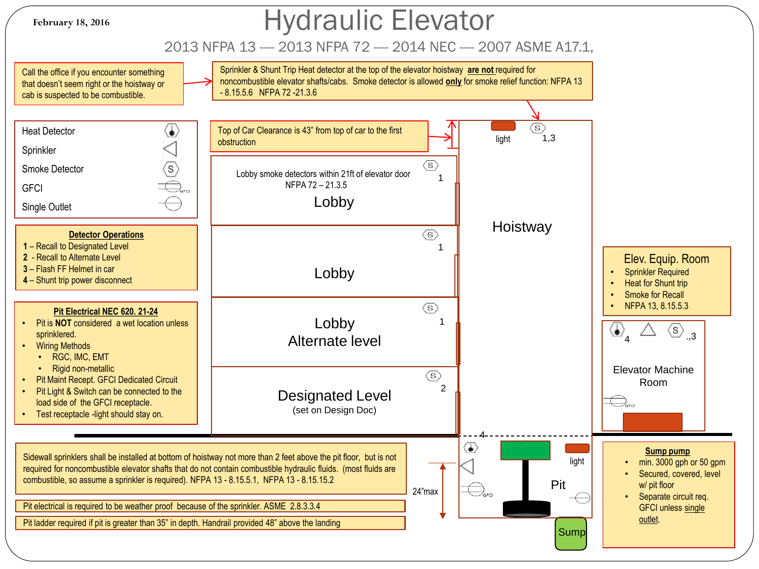February 18, 2016

# Hydraulic Elevator

2013 NFPA 13 ---- 2013 NFPA 72 ---- 2014 NEC ---- 2007 ASME A17.1,

Call the office if you encounter something that doesn't seem right or the hoistway or cab is suspected to be combustible.

Sprinkler & Shunt Trip Heat detector at the top of the elevator hoistway **are not** required for noncombustible elevator shafts/cabs. Smoke detector is allowed **only** for smoke relief function: NFPA 13 - 8.15.5.6 NFPA 72 -21.3.6

Top of Car Clearance is 43" from top of car to the first obstruction

| Legend |
|---|
| Heat Detector |
| Sprinkler |
| Smoke Detector |
| GFCI |
| Single Outlet |

**Detector Operations**

**1** – Recall to Designated Level
**2** - Recall to Alternate Level
**3** – Flash FF Helmet in car
**4** – Shunt trip power disconnect

**Pit Electrical NEC 620. 21-24**

- Pit is **NOT** considered a wet location unless sprinklered.
- Wiring Methods
  - RGC, IMC, EMT
  - Rigid non-metallic
- Pit Maint Recept. GFCI Dedicated Circuit
- Pit Light & Switch can be connected to the load side of the GFCI receptacle.
- Test receptacle -light should stay on.

Lobby smoke detectors within 21ft of elevator door NFPA 72 – 21.3.5

Lobby (1)

Lobby (1)

Lobby Alternate level (1)

Designated Level (set on Design Doc) (2)

Hoistway — light, 1,3

**Elev. Equip. Room**

- Sprinkler Required
- Heat for Shunt trip
- Smoke for Recall
- NFPA 13, 8.15.5.3

Elevator Machine Room — 4, .,3, GFCI

Pit — light, 4, GFCI, Sump, 24"max

Sidewall sprinklers shall be installed at bottom of hoistway not more than 2 feet above the pit floor, but is not required for noncombustible elevator shafts that do not contain combustible hydraulic fluids. (most fluids are combustible, so assume a sprinkler is required). NFPA 13 - 8.15.5.1, NFPA 13 - 8.15.5.2

Pit electrical is required to be weather proof because of the sprinkler. ASME 2.8.3.3.4

Pit ladder required if pit is greater than 35" in depth. Handrail provided 48" above the landing

**Sump pump**

- min. 3000 gph or 50 gpm
- Secured, covered, level w/ pit floor
- Separate circuit req. GFCI unless single outlet.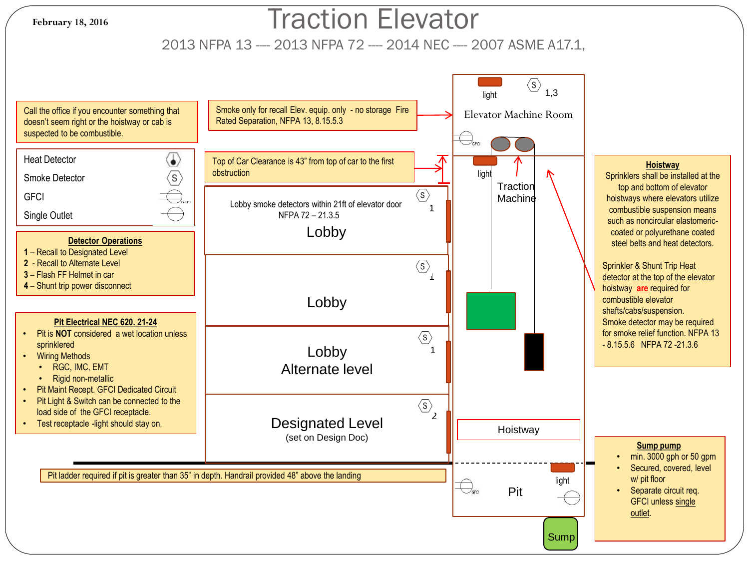February 18, 2016

# Traction Elevator

2013 NFPA 13 ---- 2013 NFPA 72 ---- 2014 NEC ---- 2007 ASME A17.1,

Call the office if you encounter something that doesn't seem right or the hoistway or cab is suspected to be combustible.

Smoke only for recall Elev. equip. only - no storage Fire Rated Separation, NFPA 13, 8.15.5.3

Top of Car Clearance is 43" from top of car to the first obstruction

- Heat Detector
- Smoke Detector
- GFCI
- Single Outlet

**Detector Operations**

**1** – Recall to Designated Level
**2** - Recall to Alternate Level
**3** – Flash FF Helmet in car
**4** – Shunt trip power disconnect

**Pit Electrical NEC 620. 21-24**

- Pit is **NOT** considered a wet location unless sprinklered
- Wiring Methods
  - RGC, IMC, EMT
  - Rigid non-metallic
- Pit Maint Recept. GFCI Dedicated Circuit
- Pit Light & Switch can be connected to the load side of the GFCI receptacle.
- Test receptacle -light should stay on.

Elevator Machine Room

light 1,3 GFCI

light

Traction Machine

Lobby smoke detectors within 21ft of elevator door NFPA 72 – 21.3.5

Lobby 1

Lobby 1

Lobby Alternate level 1

Designated Level (set on Design Doc) 2

Hoistway

Pit

light GFCI

Sump

Pit ladder required if pit is greater than 35" in depth. Handrail provided 48" above the landing

**Hoistway**

Sprinklers shall be installed at the top and bottom of elevator hoistways where elevators utilize combustible suspension means such as noncircular elastomeric-coated or polyurethane coated steel belts and heat detectors.

Sprinkler & Shunt Trip Heat detector at the top of the elevator hoistway **are** required for combustible elevator shafts/cabs/suspension. Smoke detector may be required for smoke relief function. NFPA 13 - 8.15.5.6 NFPA 72 -21.3.6

**Sump pump**

- min. 3000 gph or 50 gpm
- Secured, covered, level w/ pit floor
- Separate circuit req. GFCI unless single outlet.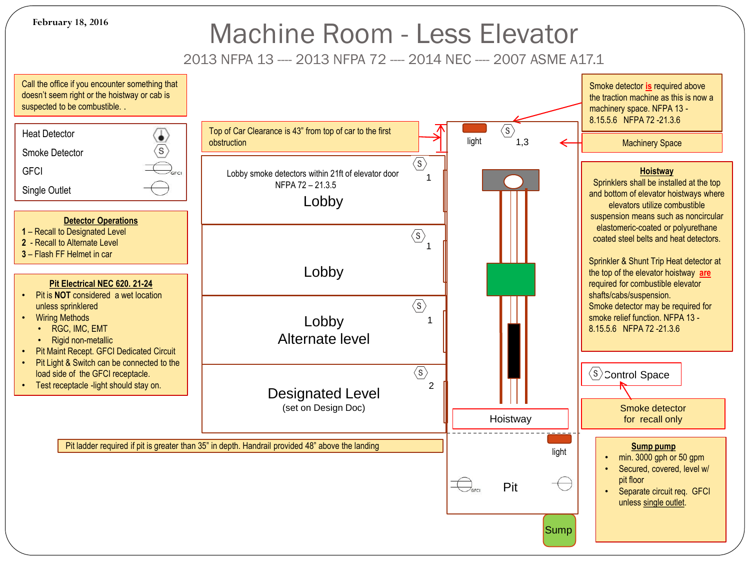February 18, 2016

# Machine Room - Less Elevator

2013 NFPA 13 ---- 2013 NFPA 72 ---- 2014 NEC ---- 2007 ASME A17.1

Call the office if you encounter something that doesn't seem right or the hoistway or cab is suspected to be combustible. .

| Symbol | |
|---|---|
| Heat Detector | |
| Smoke Detector | S |
| GFCI | GFCI |
| Single Outlet | |

**Detector Operations**

**1** – Recall to Designated Level
**2** - Recall to Alternate Level
**3** – Flash FF Helmet in car

**Pit Electrical NEC 620. 21-24**

- Pit is **NOT** considered a wet location unless sprinklered
- Wiring Methods
  - RGC, IMC, EMT
  - Rigid non-metallic
- Pit Maint Recept. GFCI Dedicated Circuit
- Pit Light & Switch can be connected to the load side of the GFCI receptacle.
- Test receptacle -light should stay on.

Top of Car Clearance is 43" from top of car to the first obstruction

Lobby smoke detectors within 21ft of elevator door NFPA 72 – 21.3.5

Lobby — S 1

Lobby — S 1

Lobby Alternate level — S 1

Designated Level (set on Design Doc) — S 2

light — S 1,3

Hoistway

light

Pit

Sump

Pit ladder required if pit is greater than 35" in depth. Handrail provided 48" above the landing

Smoke detector **is** required above the traction machine as this is now a machinery space. NFPA 13 - 8.15.5.6 NFPA 72 -21.3.6

Machinery Space

**Hoistway**

Sprinklers shall be installed at the top and bottom of elevator hoistways where elevators utilize combustible suspension means such as noncircular elastomeric-coated or polyurethane coated steel belts and heat detectors.

Sprinkler & Shunt Trip Heat detector at the top of the elevator hoistway **are** required for combustible elevator shafts/cabs/suspension.
Smoke detector may be required for smoke relief function. NFPA 13 - 8.15.5.6 NFPA 72 -21.3.6

S Control Space

Smoke detector for recall only

**Sump pump**

- min. 3000 gph or 50 gpm
- Secured, covered, level w/ pit floor
- Separate circuit req. GFCI unless single outlet.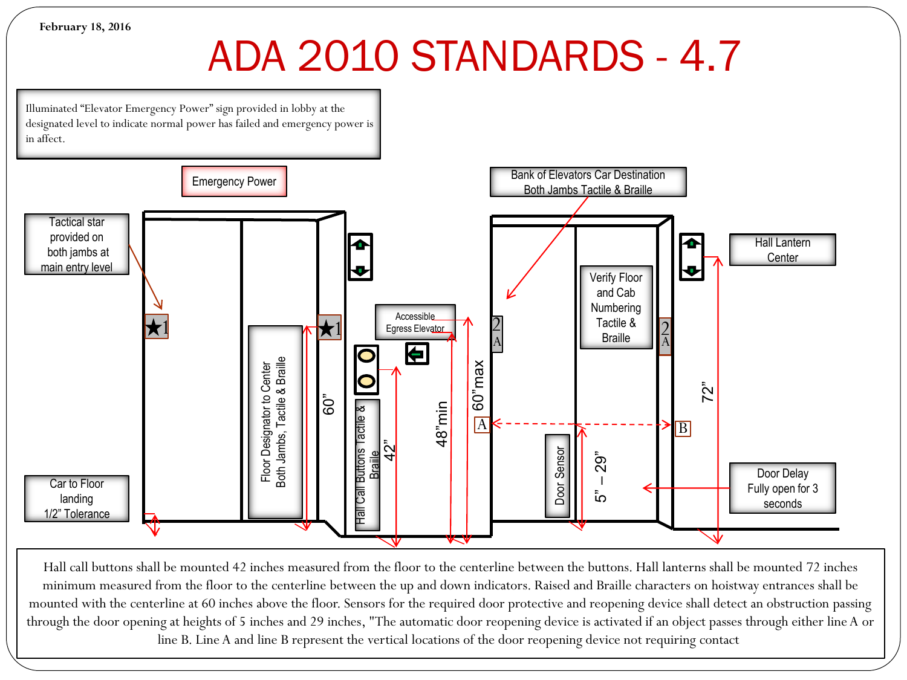February 18, 2016

# ADA 2010 STANDARDS - 4.7

Illuminated "Elevator Emergency Power" sign provided in lobby at the designated level to indicate normal power has failed and emergency power is in affect.

Emergency Power

Tactical star provided on both jambs at main entry level

Car to Floor landing 1/2" Tolerance

Floor Designator to Center Both Jambs, Tactile & Braille

60"

Hall Call Buttons Tactile & Braille

42"

Accessible Egress Elevator

48"min

60" max

Bank of Elevators Car Destination Both Jambs Tactile & Braille

Verify Floor and Cab Numbering Tactile & Braille

Door Sensor

5" – 29"

A

B

72"

Hall Lantern Center

Door Delay Fully open for 3 seconds

Hall call buttons shall be mounted 42 inches measured from the floor to the centerline between the buttons. Hall lanterns shall be mounted 72 inches minimum measured from the floor to the centerline between the up and down indicators. Raised and Braille characters on hoistway entrances shall be mounted with the centerline at 60 inches above the floor. Sensors for the required door protective and reopening device shall detect an obstruction passing through the door opening at heights of 5 inches and 29 inches, "The automatic door reopening device is activated if an object passes through either line A or line B. Line A and line B represent the vertical locations of the door reopening device not requiring contact